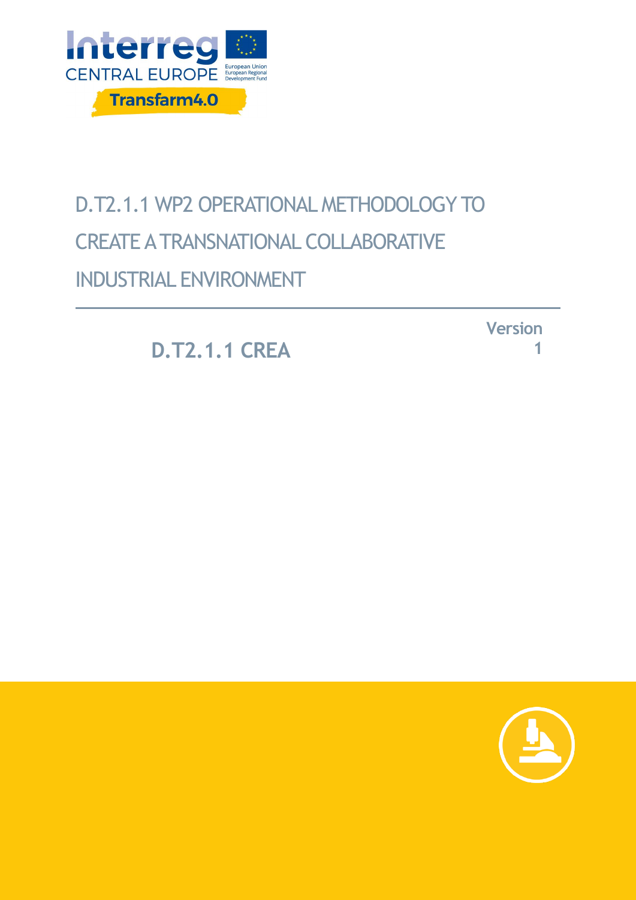Interreg CENTRAL EUROPE

European Union
European Regional Development Fund

Transfarm4.0

# D.T2.1.1 WP2 OPERATIONAL METHODOLOGY TO CREATE A TRANSNATIONAL COLLABORATIVE INDUSTRIAL ENVIRONMENT

**D.T2.1.1 CREA**

**Version 1**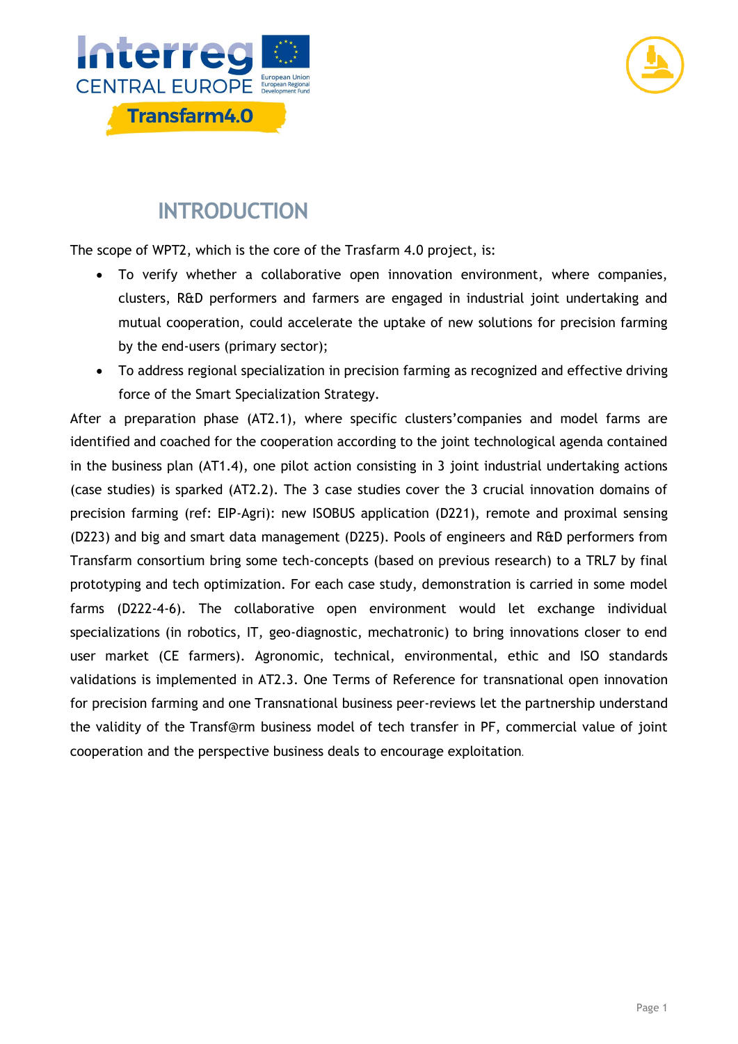# INTRODUCTION

The scope of WPT2, which is the core of the Trasfarm 4.0 project, is:

- To verify whether a collaborative open innovation environment, where companies, clusters, R&D performers and farmers are engaged in industrial joint undertaking and mutual cooperation, could accelerate the uptake of new solutions for precision farming by the end-users (primary sector);
- To address regional specialization in precision farming as recognized and effective driving force of the Smart Specialization Strategy.

After a preparation phase (AT2.1), where specific clusters'companies and model farms are identified and coached for the cooperation according to the joint technological agenda contained in the business plan (AT1.4), one pilot action consisting in 3 joint industrial undertaking actions (case studies) is sparked (AT2.2). The 3 case studies cover the 3 crucial innovation domains of precision farming (ref: EIP-Agri): new ISOBUS application (D221), remote and proximal sensing (D223) and big and smart data management (D225). Pools of engineers and R&D performers from Transfarm consortium bring some tech-concepts (based on previous research) to a TRL7 by final prototyping and tech optimization. For each case study, demonstration is carried in some model farms (D222-4-6). The collaborative open environment would let exchange individual specializations (in robotics, IT, geo-diagnostic, mechatronic) to bring innovations closer to end user market (CE farmers). Agronomic, technical, environmental, ethic and ISO standards validations is implemented in AT2.3. One Terms of Reference for transnational open innovation for precision farming and one Transnational business peer-reviews let the partnership understand the validity of the Transf@rm business model of tech transfer in PF, commercial value of joint cooperation and the perspective business deals to encourage exploitation.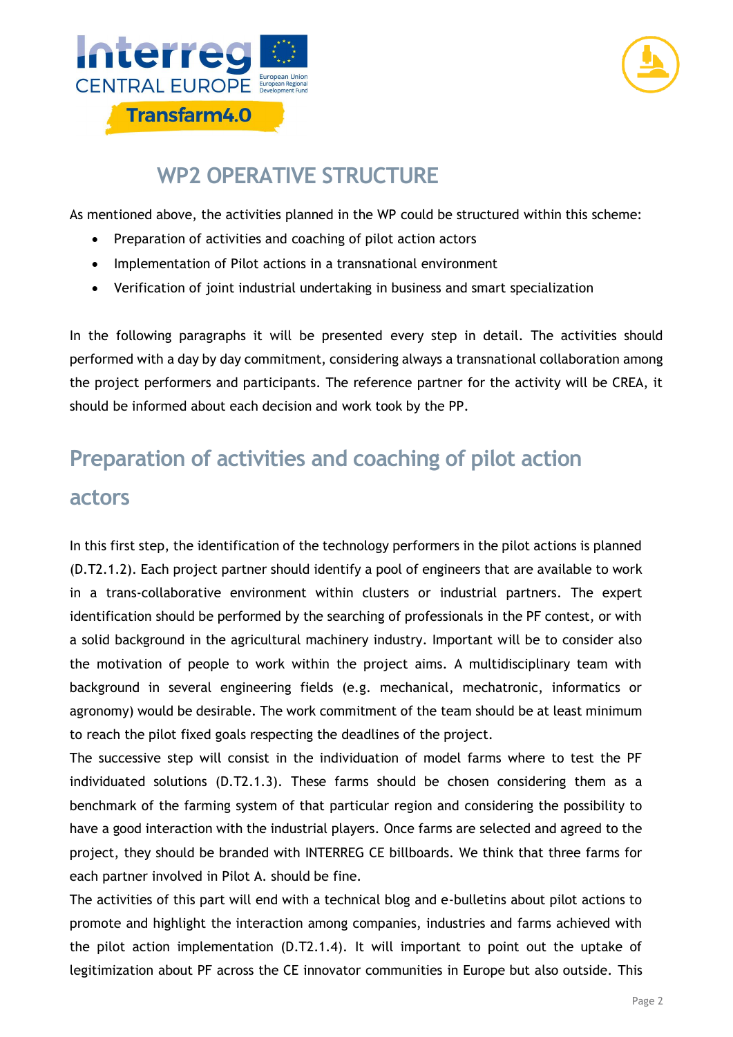# WP2 OPERATIVE STRUCTURE

As mentioned above, the activities planned in the WP could be structured within this scheme:

- Preparation of activities and coaching of pilot action actors
- Implementation of Pilot actions in a transnational environment
- Verification of joint industrial undertaking in business and smart specialization

In the following paragraphs it will be presented every step in detail. The activities should performed with a day by day commitment, considering always a transnational collaboration among the project performers and participants. The reference partner for the activity will be CREA, it should be informed about each decision and work took by the PP.

## Preparation of activities and coaching of pilot action actors

In this first step, the identification of the technology performers in the pilot actions is planned (D.T2.1.2). Each project partner should identify a pool of engineers that are available to work in a trans-collaborative environment within clusters or industrial partners. The expert identification should be performed by the searching of professionals in the PF contest, or with a solid background in the agricultural machinery industry. Important will be to consider also the motivation of people to work within the project aims. A multidisciplinary team with background in several engineering fields (e.g. mechanical, mechatronic, informatics or agronomy) would be desirable. The work commitment of the team should be at least minimum to reach the pilot fixed goals respecting the deadlines of the project.
The successive step will consist in the individuation of model farms where to test the PF individuated solutions (D.T2.1.3). These farms should be chosen considering them as a benchmark of the farming system of that particular region and considering the possibility to have a good interaction with the industrial players. Once farms are selected and agreed to the project, they should be branded with INTERREG CE billboards. We think that three farms for each partner involved in Pilot A. should be fine.
The activities of this part will end with a technical blog and e-bulletins about pilot actions to promote and highlight the interaction among companies, industries and farms achieved with the pilot action implementation (D.T2.1.4). It will important to point out the uptake of legitimization about PF across the CE innovator communities in Europe but also outside. This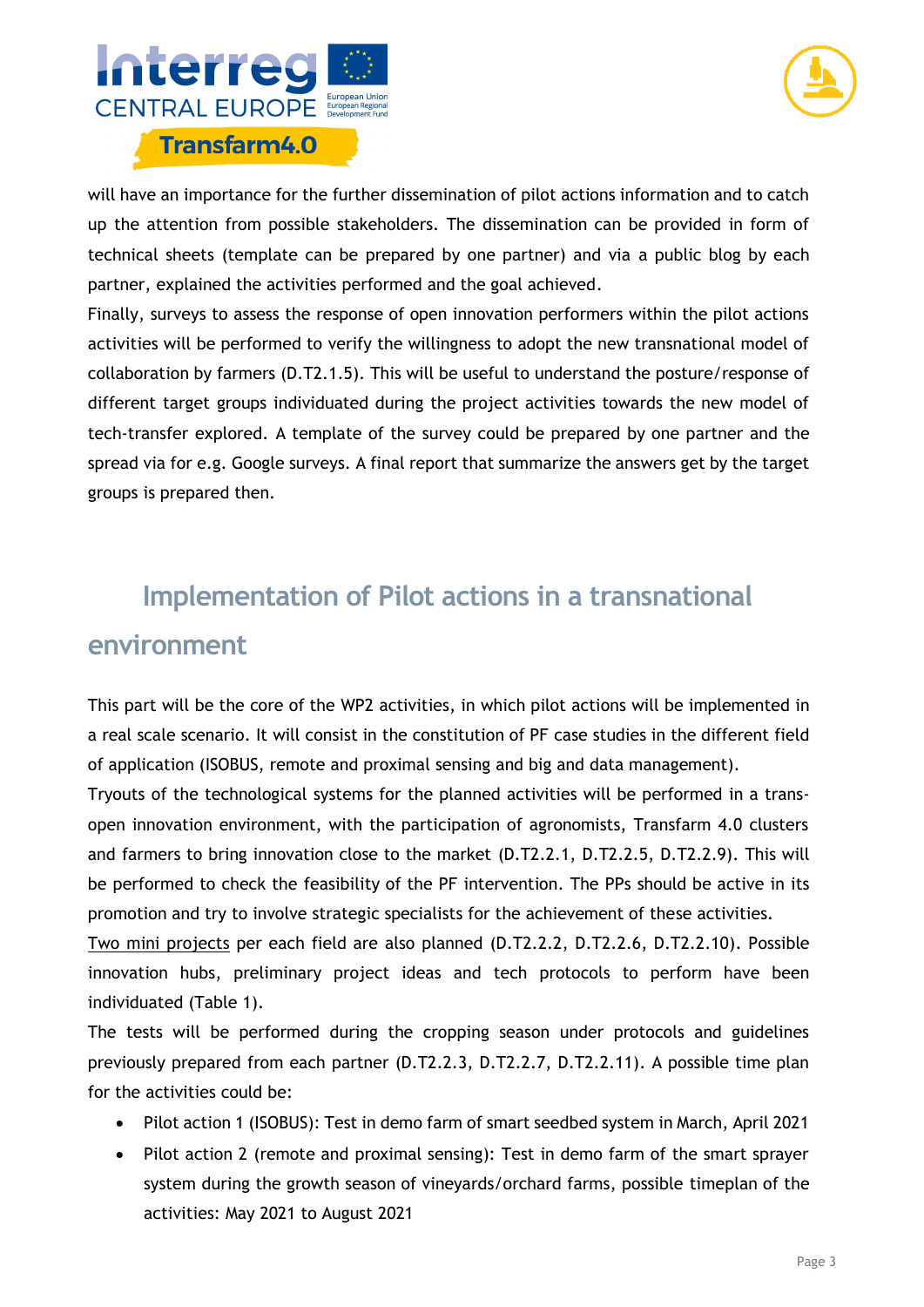will have an importance for the further dissemination of pilot actions information and to catch up the attention from possible stakeholders. The dissemination can be provided in form of technical sheets (template can be prepared by one partner) and via a public blog by each partner, explained the activities performed and the goal achieved.

Finally, surveys to assess the response of open innovation performers within the pilot actions activities will be performed to verify the willingness to adopt the new transnational model of collaboration by farmers (D.T2.1.5). This will be useful to understand the posture/response of different target groups individuated during the project activities towards the new model of tech-transfer explored. A template of the survey could be prepared by one partner and the spread via for e.g. Google surveys. A final report that summarize the answers get by the target groups is prepared then.

## Implementation of Pilot actions in a transnational environment

This part will be the core of the WP2 activities, in which pilot actions will be implemented in a real scale scenario. It will consist in the constitution of PF case studies in the different field of application (ISOBUS, remote and proximal sensing and big and data management).

Tryouts of the technological systems for the planned activities will be performed in a trans-open innovation environment, with the participation of agronomists, Transfarm 4.0 clusters and farmers to bring innovation close to the market (D.T2.2.1, D.T2.2.5, D.T2.2.9). This will be performed to check the feasibility of the PF intervention. The PPs should be active in its promotion and try to involve strategic specialists for the achievement of these activities.

Two mini projects per each field are also planned (D.T2.2.2, D.T2.2.6, D.T2.2.10). Possible innovation hubs, preliminary project ideas and tech protocols to perform have been individuated (Table 1).

The tests will be performed during the cropping season under protocols and guidelines previously prepared from each partner (D.T2.2.3, D.T2.2.7, D.T2.2.11). A possible time plan for the activities could be:

- Pilot action 1 (ISOBUS): Test in demo farm of smart seedbed system in March, April 2021
- Pilot action 2 (remote and proximal sensing): Test in demo farm of the smart sprayer system during the growth season of vineyards/orchard farms, possible timeplan of the activities: May 2021 to August 2021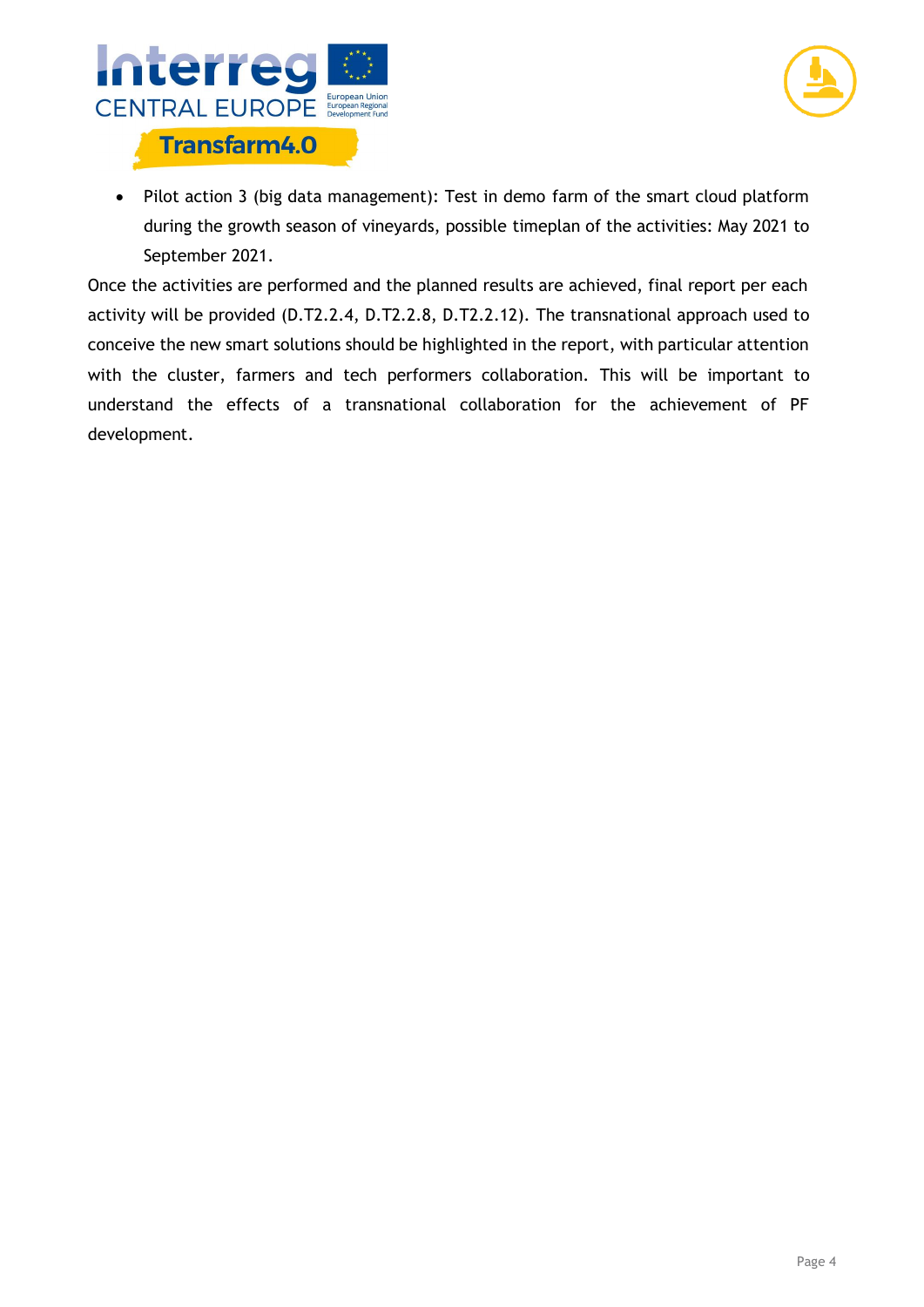- Pilot action 3 (big data management): Test in demo farm of the smart cloud platform during the growth season of vineyards, possible timeplan of the activities: May 2021 to September 2021.

Once the activities are performed and the planned results are achieved, final report per each activity will be provided (D.T2.2.4, D.T2.2.8, D.T2.2.12). The transnational approach used to conceive the new smart solutions should be highlighted in the report, with particular attention with the cluster, farmers and tech performers collaboration. This will be important to understand the effects of a transnational collaboration for the achievement of PF development.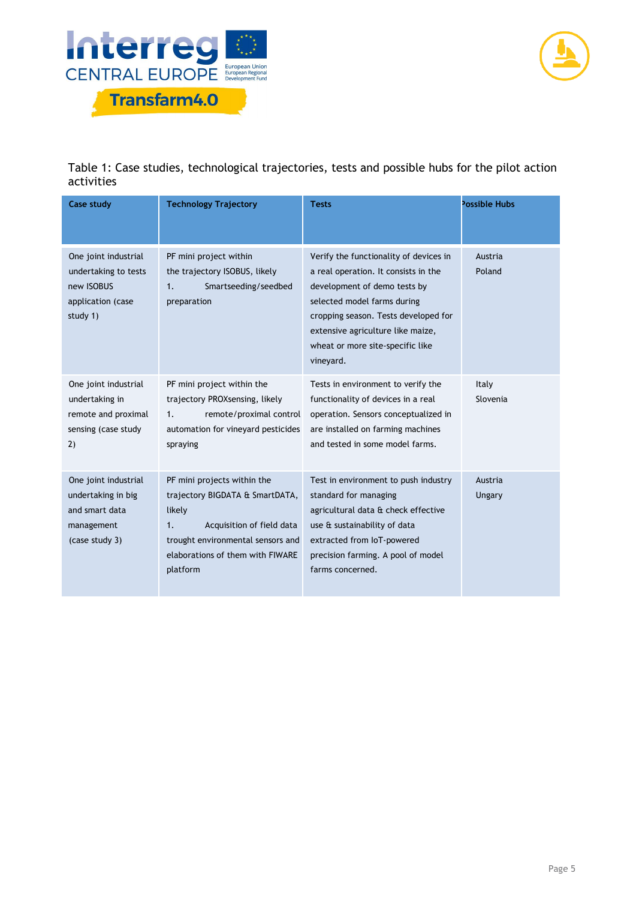Table 1: Case studies, technological trajectories, tests and possible hubs for the pilot action activities

| Case study | Technology Trajectory | Tests | Possible Hubs |
|---|---|---|---|
| One joint industrial undertaking to tests new ISOBUS application (case study 1) | PF mini project within the trajectory ISOBUS, likely 1. Smartseeding/seedbed preparation | Verify the functionality of devices in a real operation. It consists in the development of demo tests by selected model farms during cropping season. Tests developed for extensive agriculture like maize, wheat or more site-specific like vineyard. | Austria Poland |
| One joint industrial undertaking in remote and proximal sensing (case study 2) | PF mini project within the trajectory PROXsensing, likely 1. remote/proximal control automation for vineyard pesticides spraying | Tests in environment to verify the functionality of devices in a real operation. Sensors conceptualized in are installed on farming machines and tested in some model farms. | Italy Slovenia |
| One joint industrial undertaking in big and smart data management (case study 3) | PF mini projects within the trajectory BIGDATA & SmartDATA, likely 1. Acquisition of field data trought environmental sensors and elaborations of them with FIWARE platform | Test in environment to push industry standard for managing agricultural data & check effective use & sustainability of data extracted from IoT-powered precision farming. A pool of model farms concerned. | Austria Ungary |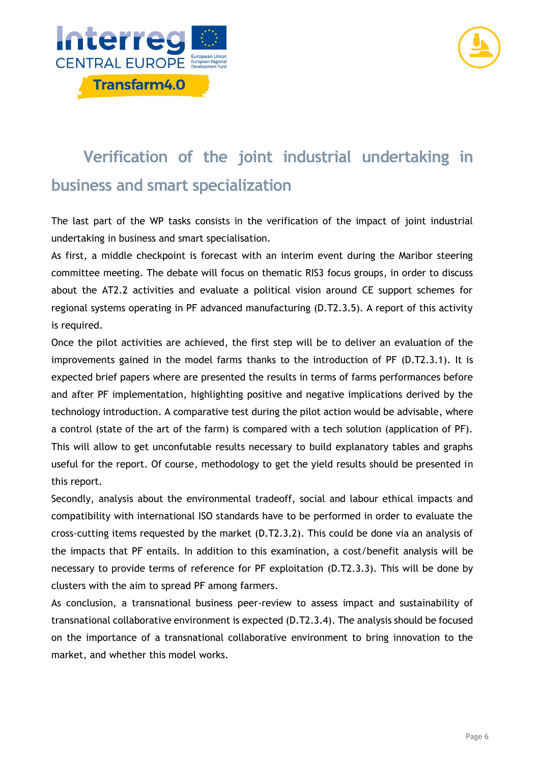# Verification of the joint industrial undertaking in business and smart specialization

The last part of the WP tasks consists in the verification of the impact of joint industrial undertaking in business and smart specialisation.

As first, a middle checkpoint is forecast with an interim event during the Maribor steering committee meeting. The debate will focus on thematic RIS3 focus groups, in order to discuss about the AT2.2 activities and evaluate a political vision around CE support schemes for regional systems operating in PF advanced manufacturing (D.T2.3.5). A report of this activity is required.

Once the pilot activities are achieved, the first step will be to deliver an evaluation of the improvements gained in the model farms thanks to the introduction of PF (D.T2.3.1). It is expected brief papers where are presented the results in terms of farms performances before and after PF implementation, highlighting positive and negative implications derived by the technology introduction. A comparative test during the pilot action would be advisable, where a control (state of the art of the farm) is compared with a tech solution (application of PF). This will allow to get unconfutable results necessary to build explanatory tables and graphs useful for the report. Of course, methodology to get the yield results should be presented in this report.

Secondly, analysis about the environmental tradeoff, social and labour ethical impacts and compatibility with international ISO standards have to be performed in order to evaluate the cross-cutting items requested by the market (D.T2.3.2). This could be done via an analysis of the impacts that PF entails. In addition to this examination, a cost/benefit analysis will be necessary to provide terms of reference for PF exploitation (D.T2.3.3). This will be done by clusters with the aim to spread PF among farmers.

As conclusion, a transnational business peer-review to assess impact and sustainability of transnational collaborative environment is expected (D.T2.3.4). The analysis should be focused on the importance of a transnational collaborative environment to bring innovation to the market, and whether this model works.